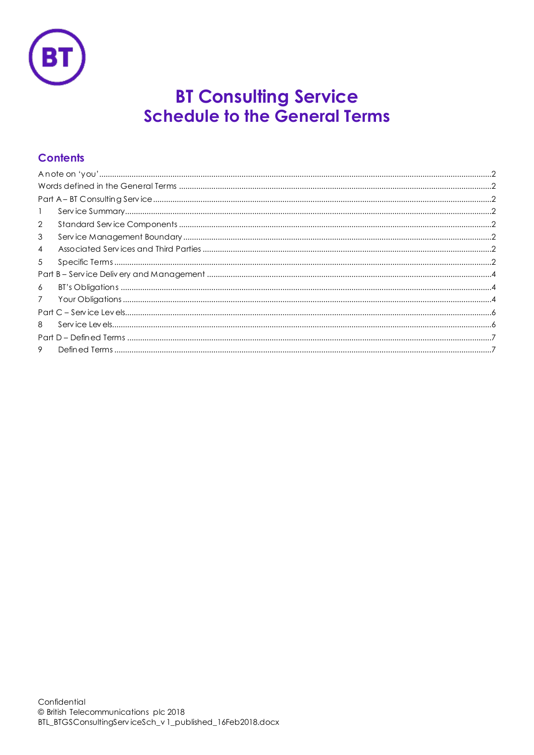# BT Consulting Service
# Schedule to the General Terms

## Contents

A note on 'you' ....................................................................................................................................2
Words defined in the General Terms ..............................................................................................2
Part A – BT Consulting Service .........................................................................................................2
1 Service Summary ...........................................................................................................................2
2 Standard Service Components ....................................................................................................2
3 Service Management Boundary ...................................................................................................2
4 Associated Services and Third Parties ..........................................................................................2
5 Specific Terms ................................................................................................................................2
Part B – Service Delivery and Management ...................................................................................4
6 BT's Obligations .............................................................................................................................4
7 Your Obligations ............................................................................................................................4
Part C – Service Levels .....................................................................................................................6
8 Service Levels .................................................................................................................................6
Part D – Defined Terms .....................................................................................................................7
9 Defined Terms ................................................................................................................................7

Confidential
© British Telecommunications plc 2018
BTL_BTGSConsultingServiceSch_v1_published_16Feb2018.docx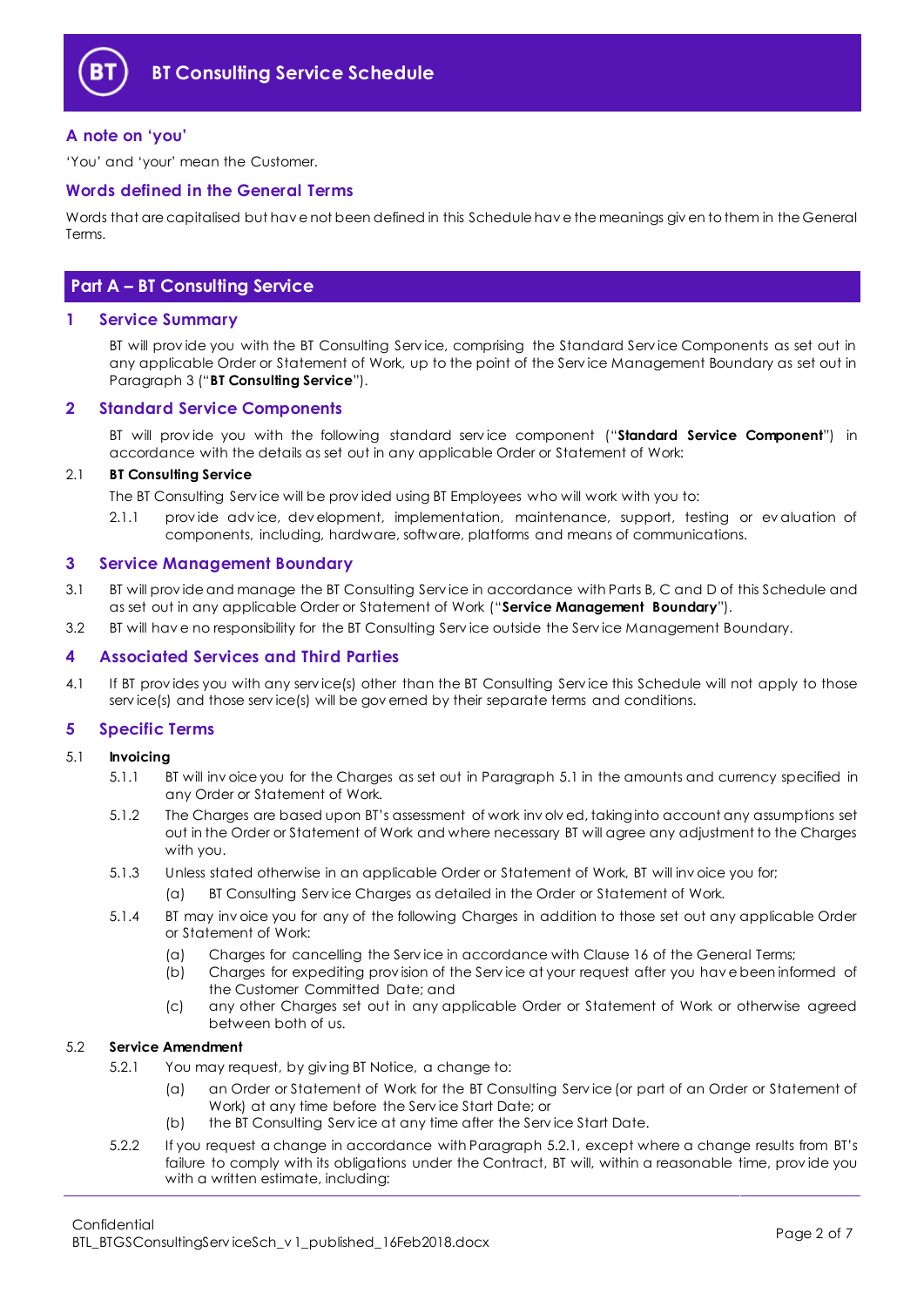# BT Consulting Service Schedule

## A note on 'you'

'You' and 'your' mean the Customer.

## Words defined in the General Terms

Words that are capitalised but have not been defined in this Schedule have the meanings given to them in the General Terms.

## Part A – BT Consulting Service

### 1 Service Summary

BT will provide you with the BT Consulting Service, comprising the Standard Service Components as set out in any applicable Order or Statement of Work, up to the point of the Service Management Boundary as set out in Paragraph 3 ("**BT Consulting Service**").

### 2 Standard Service Components

BT will provide you with the following standard service component ("**Standard Service Component**") in accordance with the details as set out in any applicable Order or Statement of Work:

2.1 **BT Consulting Service**

The BT Consulting Service will be provided using BT Employees who will work with you to:

2.1.1 provide advice, development, implementation, maintenance, support, testing or evaluation of components, including, hardware, software, platforms and means of communications.

### 3 Service Management Boundary

3.1 BT will provide and manage the BT Consulting Service in accordance with Parts B, C and D of this Schedule and as set out in any applicable Order or Statement of Work ("**Service Management Boundary**").

3.2 BT will have no responsibility for the BT Consulting Service outside the Service Management Boundary.

### 4 Associated Services and Third Parties

4.1 If BT provides you with any service(s) other than the BT Consulting Service this Schedule will not apply to those service(s) and those service(s) will be governed by their separate terms and conditions.

### 5 Specific Terms

5.1 **Invoicing**

5.1.1 BT will invoice you for the Charges as set out in Paragraph 5.1 in the amounts and currency specified in any Order or Statement of Work.

5.1.2 The Charges are based upon BT's assessment of work involved, taking into account any assumptions set out in the Order or Statement of Work and where necessary BT will agree any adjustment to the Charges with you.

5.1.3 Unless stated otherwise in an applicable Order or Statement of Work, BT will invoice you for;

(a) BT Consulting Service Charges as detailed in the Order or Statement of Work.

5.1.4 BT may invoice you for any of the following Charges in addition to those set out any applicable Order or Statement of Work:

(a) Charges for cancelling the Service in accordance with Clause 16 of the General Terms;

(b) Charges for expediting provision of the Service at your request after you have been informed of the Customer Committed Date; and

(c) any other Charges set out in any applicable Order or Statement of Work or otherwise agreed between both of us.

5.2 **Service Amendment**

5.2.1 You may request, by giving BT Notice, a change to:

(a) an Order or Statement of Work for the BT Consulting Service (or part of an Order or Statement of Work) at any time before the Service Start Date; or

(b) the BT Consulting Service at any time after the Service Start Date.

5.2.2 If you request a change in accordance with Paragraph 5.2.1, except where a change results from BT's failure to comply with its obligations under the Contract, BT will, within a reasonable time, provide you with a written estimate, including: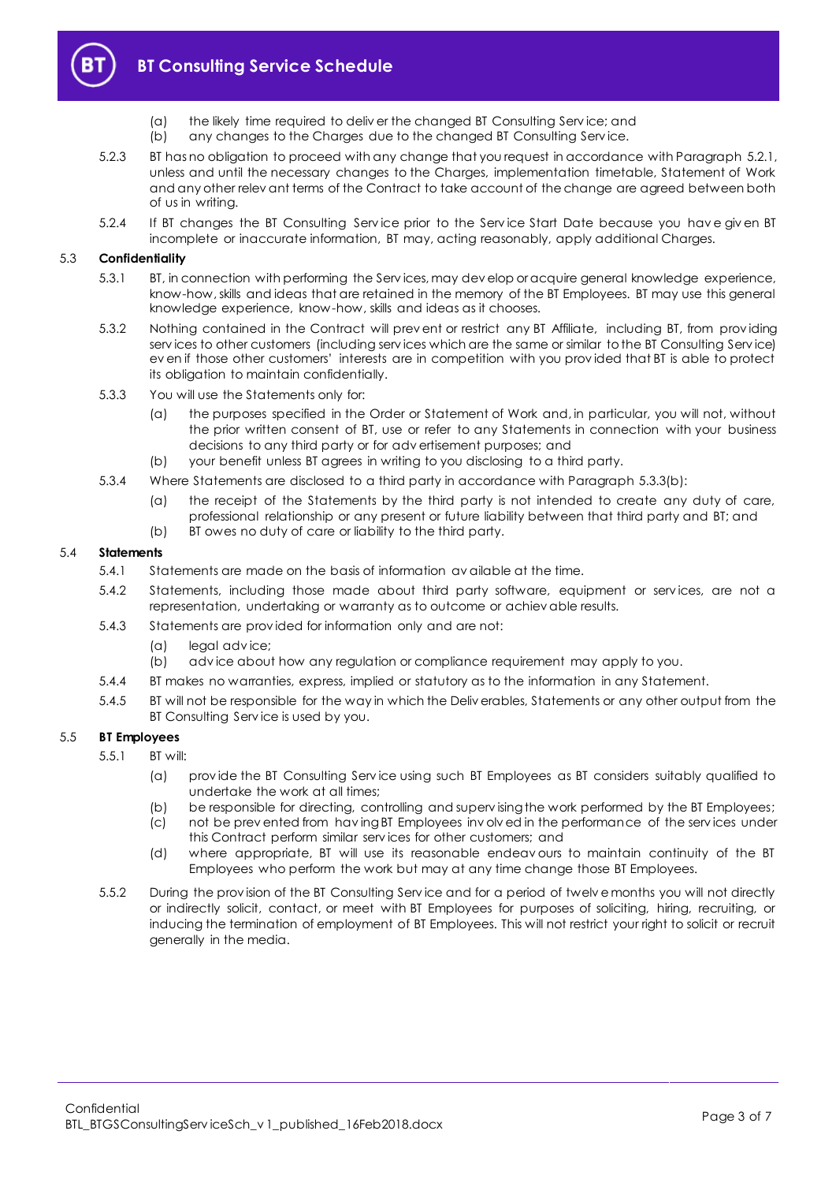(a) the likely time required to deliver the changed BT Consulting Service; and

(b) any changes to the Charges due to the changed BT Consulting Service.

5.2.3 BT has no obligation to proceed with any change that you request in accordance with Paragraph 5.2.1, unless and until the necessary changes to the Charges, implementation timetable, Statement of Work and any other relevant terms of the Contract to take account of the change are agreed between both of us in writing.

5.2.4 If BT changes the BT Consulting Service prior to the Service Start Date because you have given BT incomplete or inaccurate information, BT may, acting reasonably, apply additional Charges.

### 5.3 Confidentiality

5.3.1 BT, in connection with performing the Services, may develop or acquire general knowledge experience, know-how, skills and ideas that are retained in the memory of the BT Employees. BT may use this general knowledge experience, know-how, skills and ideas as it chooses.

5.3.2 Nothing contained in the Contract will prevent or restrict any BT Affiliate, including BT, from providing services to other customers (including services which are the same or similar to the BT Consulting Service) even if those other customers' interests are in competition with you provided that BT is able to protect its obligation to maintain confidentially.

5.3.3 You will use the Statements only for:

(a) the purposes specified in the Order or Statement of Work and, in particular, you will not, without the prior written consent of BT, use or refer to any Statements in connection with your business decisions to any third party or for advertisement purposes; and

(b) your benefit unless BT agrees in writing to you disclosing to a third party.

5.3.4 Where Statements are disclosed to a third party in accordance with Paragraph 5.3.3(b):

(a) the receipt of the Statements by the third party is not intended to create any duty of care, professional relationship or any present or future liability between that third party and BT; and

(b) BT owes no duty of care or liability to the third party.

### 5.4 Statements

5.4.1 Statements are made on the basis of information available at the time.

5.4.2 Statements, including those made about third party software, equipment or services, are not a representation, undertaking or warranty as to outcome or achievable results.

5.4.3 Statements are provided for information only and are not:

(a) legal advice;

(b) advice about how any regulation or compliance requirement may apply to you.

5.4.4 BT makes no warranties, express, implied or statutory as to the information in any Statement.

5.4.5 BT will not be responsible for the way in which the Deliverables, Statements or any other output from the BT Consulting Service is used by you.

### 5.5 BT Employees

5.5.1 BT will:

(a) provide the BT Consulting Service using such BT Employees as BT considers suitably qualified to undertake the work at all times;

(b) be responsible for directing, controlling and supervising the work performed by the BT Employees;

(c) not be prevented from having BT Employees involved in the performance of the services under this Contract perform similar services for other customers; and

(d) where appropriate, BT will use its reasonable endeavours to maintain continuity of the BT Employees who perform the work but may at any time change those BT Employees.

5.5.2 During the provision of the BT Consulting Service and for a period of twelve months you will not directly or indirectly solicit, contact, or meet with BT Employees for purposes of soliciting, hiring, recruiting, or inducing the termination of employment of BT Employees. This will not restrict your right to solicit or recruit generally in the media.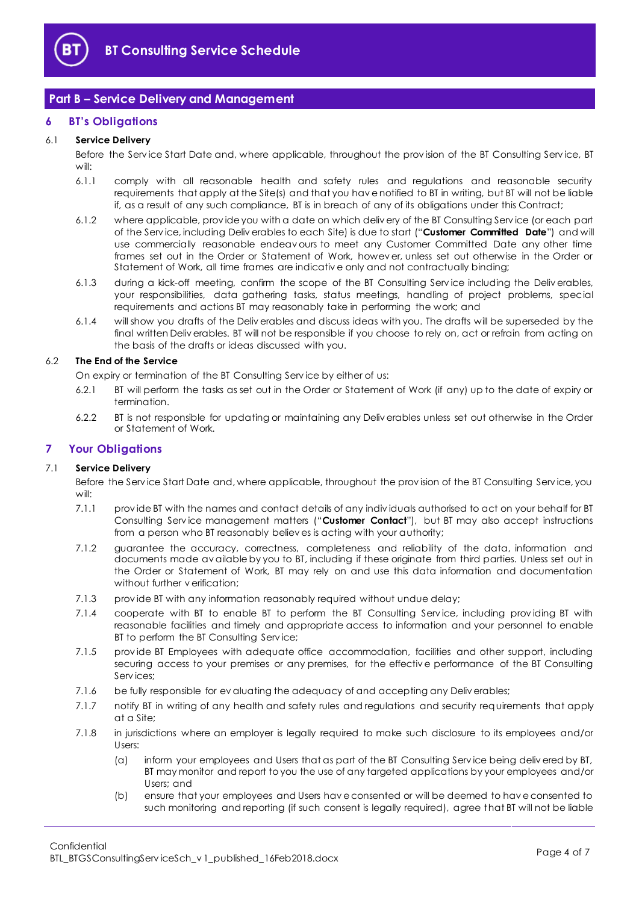## Part B – Service Delivery and Management

### 6 BT's Obligations

#### 6.1 Service Delivery

Before the Service Start Date and, where applicable, throughout the provision of the BT Consulting Service, BT will:

6.1.1 comply with all reasonable health and safety rules and regulations and reasonable security requirements that apply at the Site(s) and that you have notified to BT in writing, but BT will not be liable if, as a result of any such compliance, BT is in breach of any of its obligations under this Contract;

6.1.2 where applicable, provide you with a date on which delivery of the BT Consulting Service (or each part of the Service, including Deliverables to each Site) is due to start ("**Customer Committed Date**") and will use commercially reasonable endeavours to meet any Customer Committed Date any other time frames set out in the Order or Statement of Work, however, unless set out otherwise in the Order or Statement of Work, all time frames are indicative only and not contractually binding;

6.1.3 during a kick-off meeting, confirm the scope of the BT Consulting Service including the Deliverables, your responsibilities, data gathering tasks, status meetings, handling of project problems, special requirements and actions BT may reasonably take in performing the work; and

6.1.4 will show you drafts of the Deliverables and discuss ideas with you. The drafts will be superseded by the final written Deliverables. BT will not be responsible if you choose to rely on, act or refrain from acting on the basis of the drafts or ideas discussed with you.

#### 6.2 The End of the Service

On expiry or termination of the BT Consulting Service by either of us:

6.2.1 BT will perform the tasks as set out in the Order or Statement of Work (if any) up to the date of expiry or termination.

6.2.2 BT is not responsible for updating or maintaining any Deliverables unless set out otherwise in the Order or Statement of Work.

### 7 Your Obligations

#### 7.1 Service Delivery

Before the Service Start Date and, where applicable, throughout the provision of the BT Consulting Service, you will:

7.1.1 provide BT with the names and contact details of any individuals authorised to act on your behalf for BT Consulting Service management matters ("**Customer Contact**"), but BT may also accept instructions from a person who BT reasonably believes is acting with your authority;

7.1.2 guarantee the accuracy, correctness, completeness and reliability of the data, information and documents made available by you to BT, including if these originate from third parties. Unless set out in the Order or Statement of Work, BT may rely on and use this data information and documentation without further verification;

7.1.3 provide BT with any information reasonably required without undue delay;

7.1.4 cooperate with BT to enable BT to perform the BT Consulting Service, including providing BT with reasonable facilities and timely and appropriate access to information and your personnel to enable BT to perform the BT Consulting Service;

7.1.5 provide BT Employees with adequate office accommodation, facilities and other support, including securing access to your premises or any premises, for the effective performance of the BT Consulting Services;

7.1.6 be fully responsible for evaluating the adequacy of and accepting any Deliverables;

7.1.7 notify BT in writing of any health and safety rules and regulations and security requirements that apply at a Site;

7.1.8 in jurisdictions where an employer is legally required to make such disclosure to its employees and/or Users:

(a) inform your employees and Users that as part of the BT Consulting Service being delivered by BT, BT may monitor and report to you the use of any targeted applications by your employees and/or Users; and

(b) ensure that your employees and Users have consented or will be deemed to have consented to such monitoring and reporting (if such consent is legally required), agree that BT will not be liable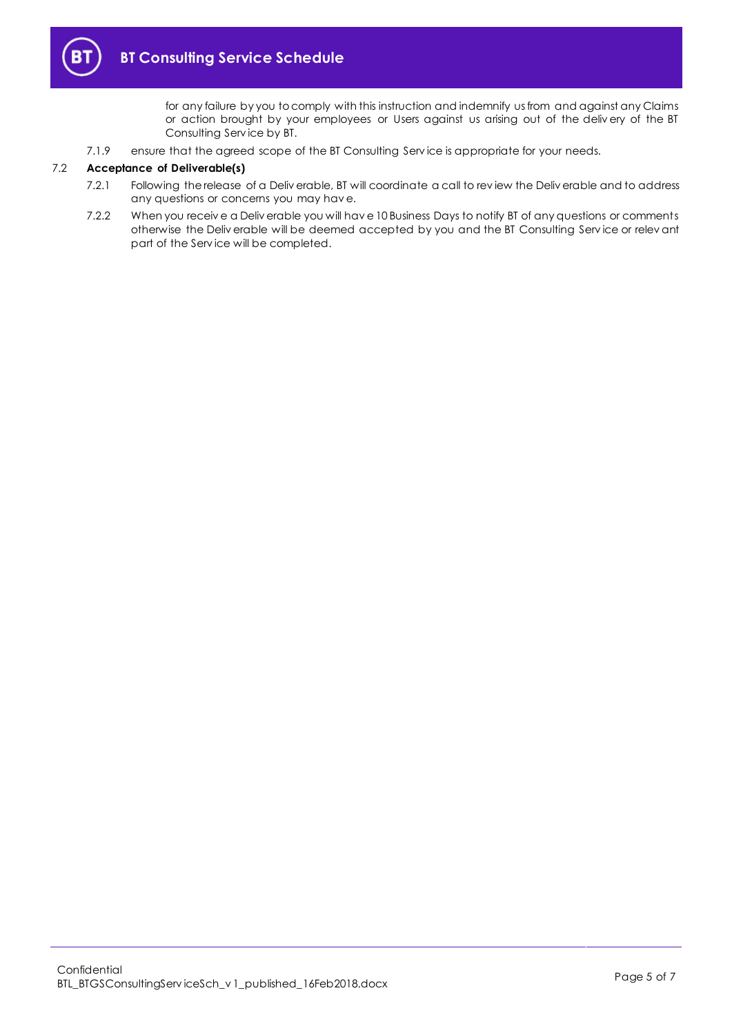for any failure by you to comply with this instruction and indemnify us from and against any Claims or action brought by your employees or Users against us arising out of the delivery of the BT Consulting Service by BT.

7.1.9 ensure that the agreed scope of the BT Consulting Service is appropriate for your needs.

7.2 **Acceptance of Deliverable(s)**

7.2.1 Following the release of a Deliverable, BT will coordinate a call to review the Deliverable and to address any questions or concerns you may have.

7.2.2 When you receive a Deliverable you will have 10 Business Days to notify BT of any questions or comments otherwise the Deliverable will be deemed accepted by you and the BT Consulting Service or relevant part of the Service will be completed.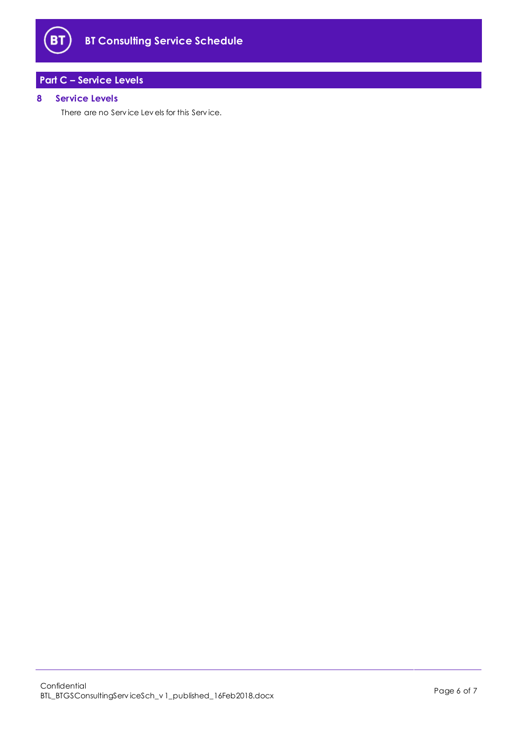## Part C – Service Levels

### 8 Service Levels

There are no Service Levels for this Service.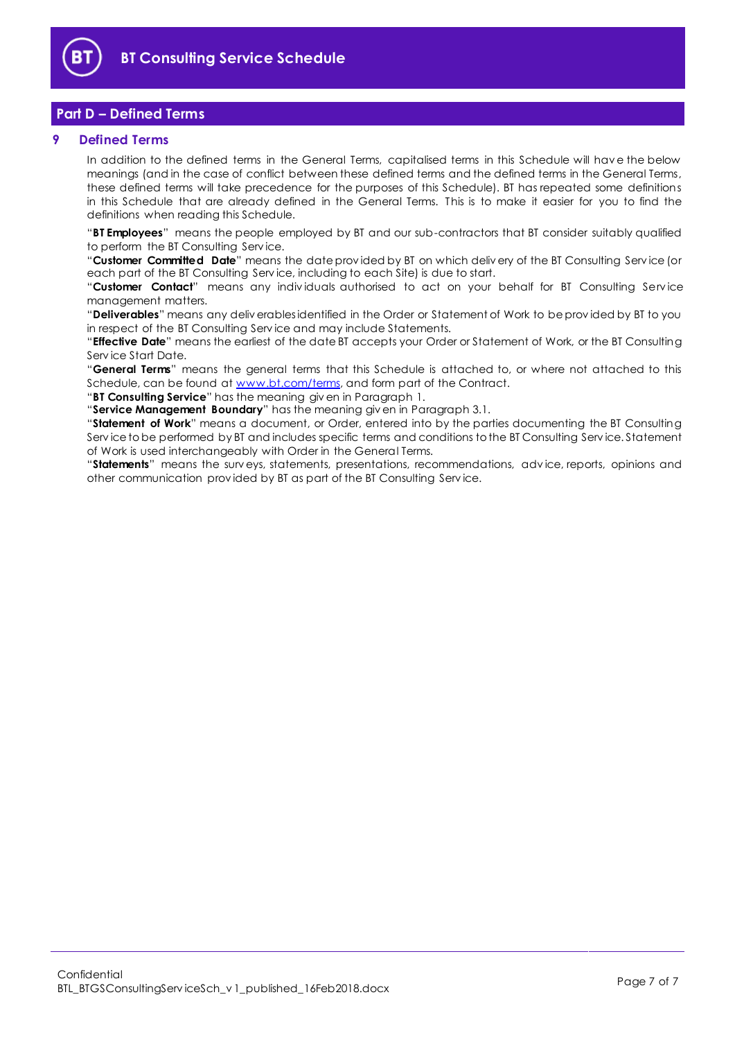## Part D – Defined Terms

### 9 Defined Terms

In addition to the defined terms in the General Terms, capitalised terms in this Schedule will have the below meanings (and in the case of conflict between these defined terms and the defined terms in the General Terms, these defined terms will take precedence for the purposes of this Schedule). BT has repeated some definitions in this Schedule that are already defined in the General Terms. This is to make it easier for you to find the definitions when reading this Schedule.

"**BT Employees**" means the people employed by BT and our sub-contractors that BT consider suitably qualified to perform the BT Consulting Service.

"**Customer Committed Date**" means the date provided by BT on which delivery of the BT Consulting Service (or each part of the BT Consulting Service, including to each Site) is due to start.

"**Customer Contact**" means any individuals authorised to act on your behalf for BT Consulting Service management matters.

"**Deliverables**" means any deliverables identified in the Order or Statement of Work to be provided by BT to you in respect of the BT Consulting Service and may include Statements.

"**Effective Date**" means the earliest of the date BT accepts your Order or Statement of Work, or the BT Consulting Service Start Date.

"**General Terms**" means the general terms that this Schedule is attached to, or where not attached to this Schedule, can be found at [www.bt.com/terms](http://www.bt.com/terms), and form part of the Contract.

"**BT Consulting Service**" has the meaning given in Paragraph 1.

"**Service Management Boundary**" has the meaning given in Paragraph 3.1.

"**Statement of Work**" means a document, or Order, entered into by the parties documenting the BT Consulting Service to be performed by BT and includes specific terms and conditions to the BT Consulting Service. Statement of Work is used interchangeably with Order in the General Terms.

"**Statements**" means the surveys, statements, presentations, recommendations, advice, reports, opinions and other communication provided by BT as part of the BT Consulting Service.